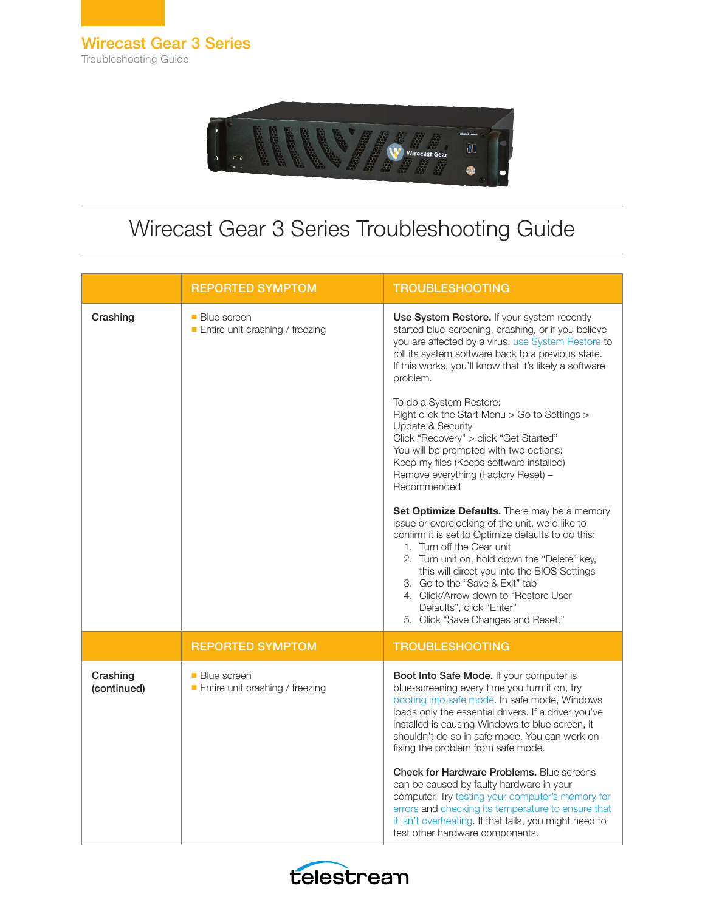# Wirecast Gear 3 Series

Troubleshooting Guide

## Wirecast Gear 3 Series Troubleshooting Guide

| | REPORTED SYMPTOM | TROUBLESHOOTING |
|---|---|---|
| **Crashing** | ■ Blue screen<br>■ Entire unit crashing / freezing | **Use System Restore.** If your system recently started blue-screening, crashing, or if you believe you are affected by a virus, use System Restore to roll its system software back to a previous state. If this works, you'll know that it's likely a software problem.<br><br>To do a System Restore:<br>Right click the Start Menu > Go to Settings > Update & Security<br>Click "Recovery" > click "Get Started"<br>You will be prompted with two options:<br>Keep my files (Keeps software installed)<br>Remove everything (Factory Reset) – Recommended<br><br>**Set Optimize Defaults.** There may be a memory issue or overclocking of the unit, we'd like to confirm it is set to Optimize defaults to do this:<br>1. Turn off the Gear unit<br>2. Turn unit on, hold down the "Delete" key, this will direct you into the BIOS Settings<br>3. Go to the "Save & Exit" tab<br>4. Click/Arrow down to "Restore User Defaults", click "Enter"<br>5. Click "Save Changes and Reset." |
| | **REPORTED SYMPTOM** | **TROUBLESHOOTING** |
| **Crashing (continued)** | ■ Blue screen<br>■ Entire unit crashing / freezing | **Boot Into Safe Mode.** If your computer is blue-screening every time you turn it on, try booting into safe mode. In safe mode, Windows loads only the essential drivers. If a driver you've installed is causing Windows to blue screen, it shouldn't do so in safe mode. You can work on fixing the problem from safe mode.<br><br>**Check for Hardware Problems.** Blue screens can be caused by faulty hardware in your computer. Try testing your computer's memory for errors and checking its temperature to ensure that it isn't overheating. If that fails, you might need to test other hardware components. |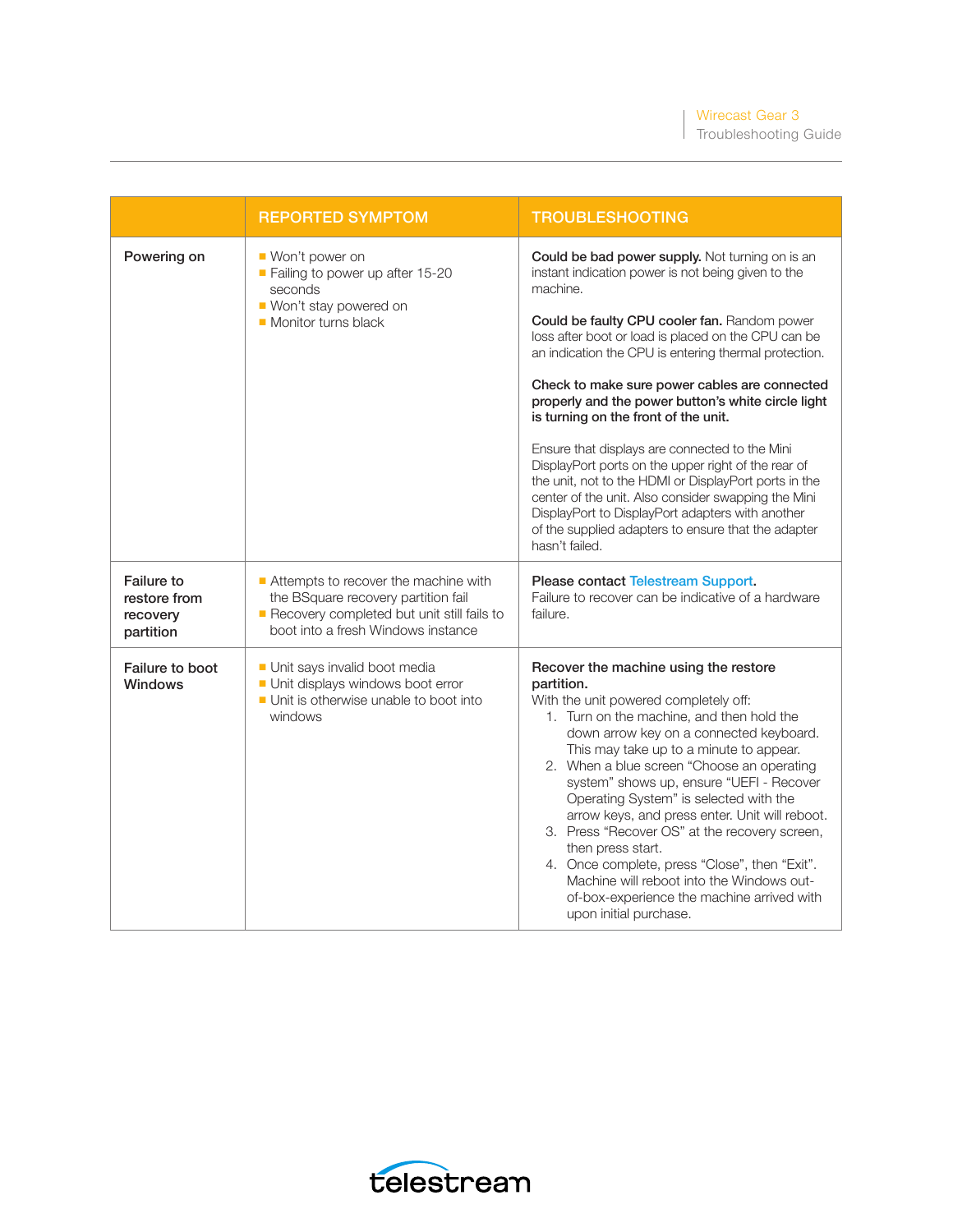| | REPORTED SYMPTOM | TROUBLESHOOTING |
|---|---|---|
| **Powering on** | ■ Won't power on<br>■ Failing to power up after 15-20 seconds<br>■ Won't stay powered on<br>■ Monitor turns black | **Could be bad power supply.** Not turning on is an instant indication power is not being given to the machine.<br><br>**Could be faulty CPU cooler fan.** Random power loss after boot or load is placed on the CPU can be an indication the CPU is entering thermal protection.<br><br>**Check to make sure power cables are connected properly and the power button's white circle light is turning on the front of the unit.**<br><br>Ensure that displays are connected to the Mini DisplayPort ports on the upper right of the rear of the unit, not to the HDMI or DisplayPort ports in the center of the unit. Also consider swapping the Mini DisplayPort to DisplayPort adapters with another of the supplied adapters to ensure that the adapter hasn't failed. |
| **Failure to restore from recovery partition** | ■ Attempts to recover the machine with the BSquare recovery partition fail<br>■ Recovery completed but unit still fails to boot into a fresh Windows instance | **Please contact Telestream Support.**<br>Failure to recover can be indicative of a hardware failure. |
| **Failure to boot Windows** | ■ Unit says invalid boot media<br>■ Unit displays windows boot error<br>■ Unit is otherwise unable to boot into windows | **Recover the machine using the restore partition.**<br>With the unit powered completely off:<br>1. Turn on the machine, and then hold the down arrow key on a connected keyboard. This may take up to a minute to appear.<br>2. When a blue screen "Choose an operating system" shows up, ensure "UEFI - Recover Operating System" is selected with the arrow keys, and press enter. Unit will reboot.<br>3. Press "Recover OS" at the recovery screen, then press start.<br>4. Once complete, press "Close", then "Exit". Machine will reboot into the Windows out-of-box-experience the machine arrived with upon initial purchase. |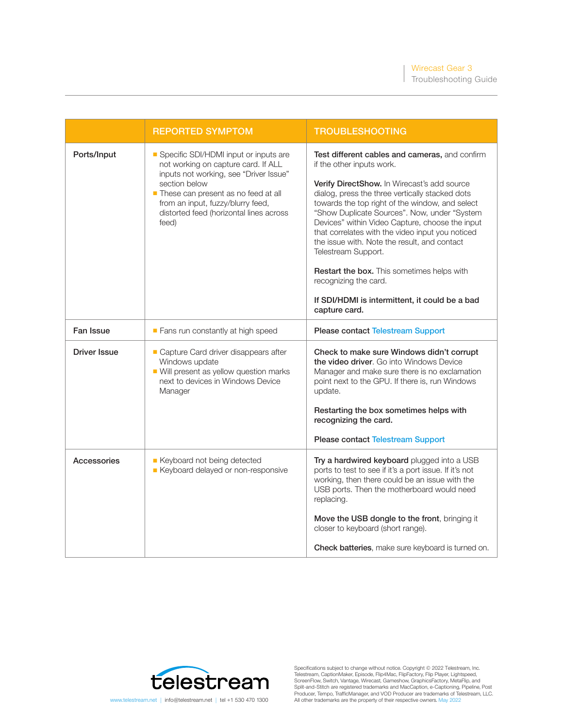| | REPORTED SYMPTOM | TROUBLESHOOTING |
|---|---|---|
| Ports/Input | ▪ Specific SDI/HDMI input or inputs are not working on capture card. If ALL inputs not working, see "Driver Issue" section below<br>▪ These can present as no feed at all from an input, fuzzy/blurry feed, distorted feed (horizontal lines across feed) | **Test different cables and cameras,** and confirm if the other inputs work.<br><br>**Verify DirectShow.** In Wirecast's add source dialog, press the three vertically stacked dots towards the top right of the window, and select "Show Duplicate Sources". Now, under "System Devices" within Video Capture, choose the input that correlates with the video input you noticed the issue with. Note the result, and contact Telestream Support.<br><br>**Restart the box.** This sometimes helps with recognizing the card.<br><br>**If SDI/HDMI is intermittent, it could be a bad capture card.** |
| Fan Issue | ▪ Fans run constantly at high speed | **Please contact** Telestream Support |
| Driver Issue | ▪ Capture Card driver disappears after Windows update<br>▪ Will present as yellow question marks next to devices in Windows Device Manager | **Check to make sure Windows didn't corrupt the video driver**. Go into Windows Device Manager and make sure there is no exclamation point next to the GPU. If there is, run Windows update.<br><br>**Restarting the box sometimes helps with recognizing the card.**<br><br>**Please contact** Telestream Support |
| Accessories | ▪ Keyboard not being detected<br>▪ Keyboard delayed or non-responsive | **Try a hardwired keyboard** plugged into a USB ports to test to see if it's a port issue. If it's not working, then there could be an issue with the USB ports. Then the motherboard would need replacing.<br><br>**Move the USB dongle to the front**, bringing it closer to keyboard (short range).<br><br>**Check batteries**, make sure keyboard is turned on. |

telestream

www.telestream.net | info@telestream.net | tel +1 530 470 1300

Specifications subject to change without notice. Copyright © 2022 Telestream, Inc. Telestream, CaptionMaker, Episode, Flip4Mac, FlipFactory, Flip Player, Lightspeed, ScreenFlow, Switch, Vantage, Wirecast, Gameshow, GraphicsFactory, MetaFlip, and Split-and-Stitch are registered trademarks and MacCaption, e-Captioning, Pipeline, Post Producer, Tempo, TrafficManager, and VOD Producer are trademarks of Telestream, LLC. All other trademarks are the property of their respective owners. May 2022